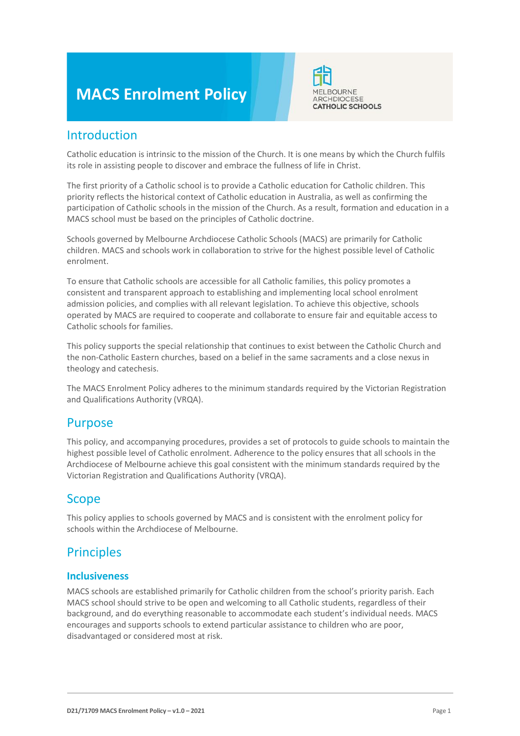# MACS Enrolment Policy

MELBOURNE ARCHDIOCESE CATHOLIC SCHOOLS

## Introduction

Catholic education is intrinsic to the mission of the Church. It is one means by which the Church fulfils its role in assisting people to discover and embrace the fullness of life in Christ.

The first priority of a Catholic school is to provide a Catholic education for Catholic children. This priority reflects the historical context of Catholic education in Australia, as well as confirming the participation of Catholic schools in the mission of the Church. As a result, formation and education in a MACS school must be based on the principles of Catholic doctrine.

Schools governed by Melbourne Archdiocese Catholic Schools (MACS) are primarily for Catholic children. MACS and schools work in collaboration to strive for the highest possible level of Catholic enrolment.

To ensure that Catholic schools are accessible for all Catholic families, this policy promotes a consistent and transparent approach to establishing and implementing local school enrolment admission policies, and complies with all relevant legislation. To achieve this objective, schools operated by MACS are required to cooperate and collaborate to ensure fair and equitable access to Catholic schools for families.

This policy supports the special relationship that continues to exist between the Catholic Church and the non-Catholic Eastern churches, based on a belief in the same sacraments and a close nexus in theology and catechesis.

The MACS Enrolment Policy adheres to the minimum standards required by the Victorian Registration and Qualifications Authority (VRQA).

## Purpose

This policy, and accompanying procedures, provides a set of protocols to guide schools to maintain the highest possible level of Catholic enrolment. Adherence to the policy ensures that all schools in the Archdiocese of Melbourne achieve this goal consistent with the minimum standards required by the Victorian Registration and Qualifications Authority (VRQA).

## Scope

This policy applies to schools governed by MACS and is consistent with the enrolment policy for schools within the Archdiocese of Melbourne.

## Principles

### Inclusiveness

MACS schools are established primarily for Catholic children from the school's priority parish. Each MACS school should strive to be open and welcoming to all Catholic students, regardless of their background, and do everything reasonable to accommodate each student's individual needs. MACS encourages and supports schools to extend particular assistance to children who are poor, disadvantaged or considered most at risk.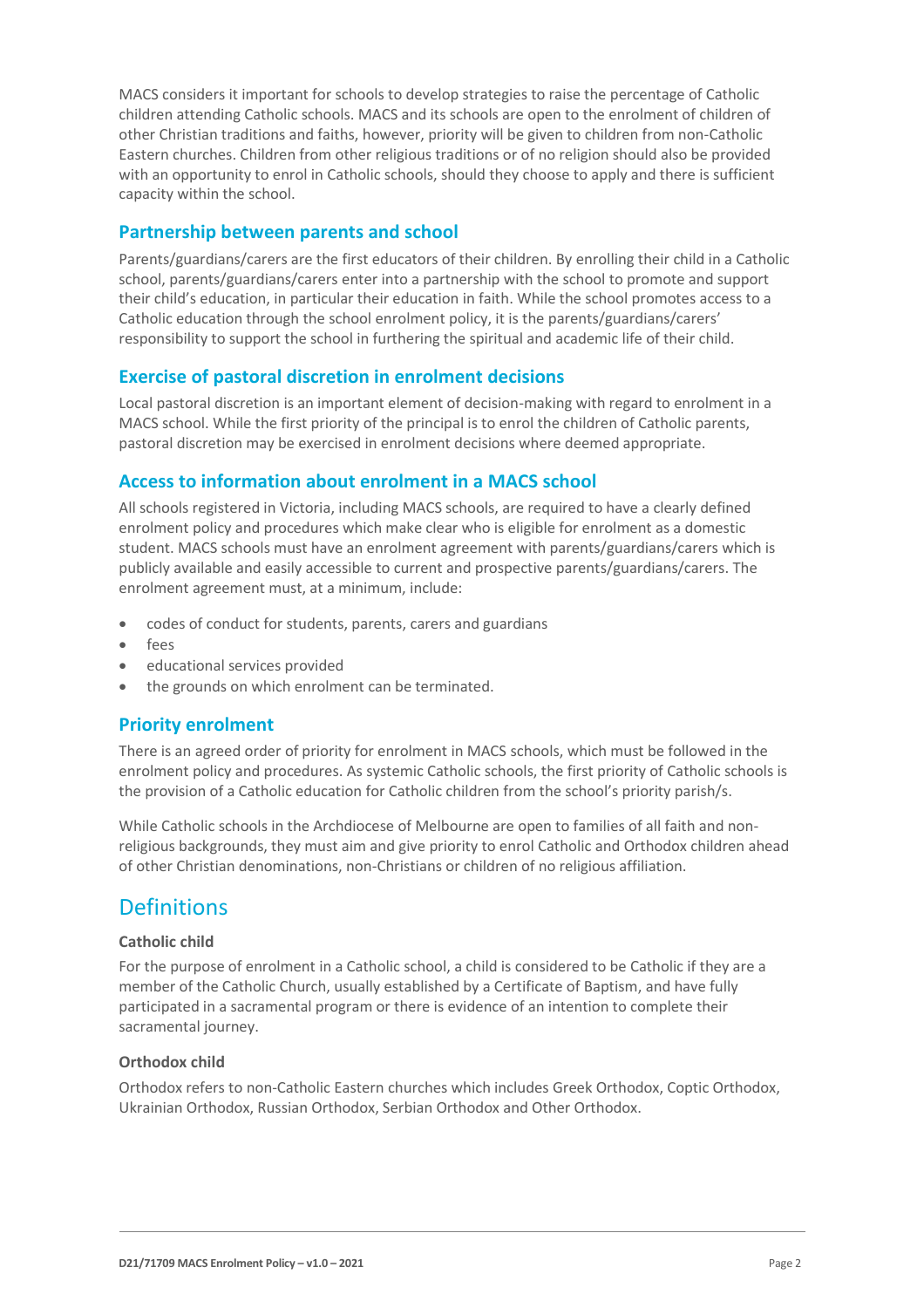MACS considers it important for schools to develop strategies to raise the percentage of Catholic children attending Catholic schools. MACS and its schools are open to the enrolment of children of other Christian traditions and faiths, however, priority will be given to children from non-Catholic Eastern churches. Children from other religious traditions or of no religion should also be provided with an opportunity to enrol in Catholic schools, should they choose to apply and there is sufficient capacity within the school.

### Partnership between parents and school

Parents/guardians/carers are the first educators of their children. By enrolling their child in a Catholic school, parents/guardians/carers enter into a partnership with the school to promote and support their child's education, in particular their education in faith. While the school promotes access to a Catholic education through the school enrolment policy, it is the parents/guardians/carers' responsibility to support the school in furthering the spiritual and academic life of their child.

### Exercise of pastoral discretion in enrolment decisions

Local pastoral discretion is an important element of decision-making with regard to enrolment in a MACS school. While the first priority of the principal is to enrol the children of Catholic parents, pastoral discretion may be exercised in enrolment decisions where deemed appropriate.

### Access to information about enrolment in a MACS school

All schools registered in Victoria, including MACS schools, are required to have a clearly defined enrolment policy and procedures which make clear who is eligible for enrolment as a domestic student. MACS schools must have an enrolment agreement with parents/guardians/carers which is publicly available and easily accessible to current and prospective parents/guardians/carers. The enrolment agreement must, at a minimum, include:

- codes of conduct for students, parents, carers and guardians
- fees
- educational services provided
- the grounds on which enrolment can be terminated.

### Priority enrolment

There is an agreed order of priority for enrolment in MACS schools, which must be followed in the enrolment policy and procedures. As systemic Catholic schools, the first priority of Catholic schools is the provision of a Catholic education for Catholic children from the school's priority parish/s.

While Catholic schools in the Archdiocese of Melbourne are open to families of all faith and non-religious backgrounds, they must aim and give priority to enrol Catholic and Orthodox children ahead of other Christian denominations, non-Christians or children of no religious affiliation.

## Definitions

#### Catholic child

For the purpose of enrolment in a Catholic school, a child is considered to be Catholic if they are a member of the Catholic Church, usually established by a Certificate of Baptism, and have fully participated in a sacramental program or there is evidence of an intention to complete their sacramental journey.

#### Orthodox child

Orthodox refers to non-Catholic Eastern churches which includes Greek Orthodox, Coptic Orthodox, Ukrainian Orthodox, Russian Orthodox, Serbian Orthodox and Other Orthodox.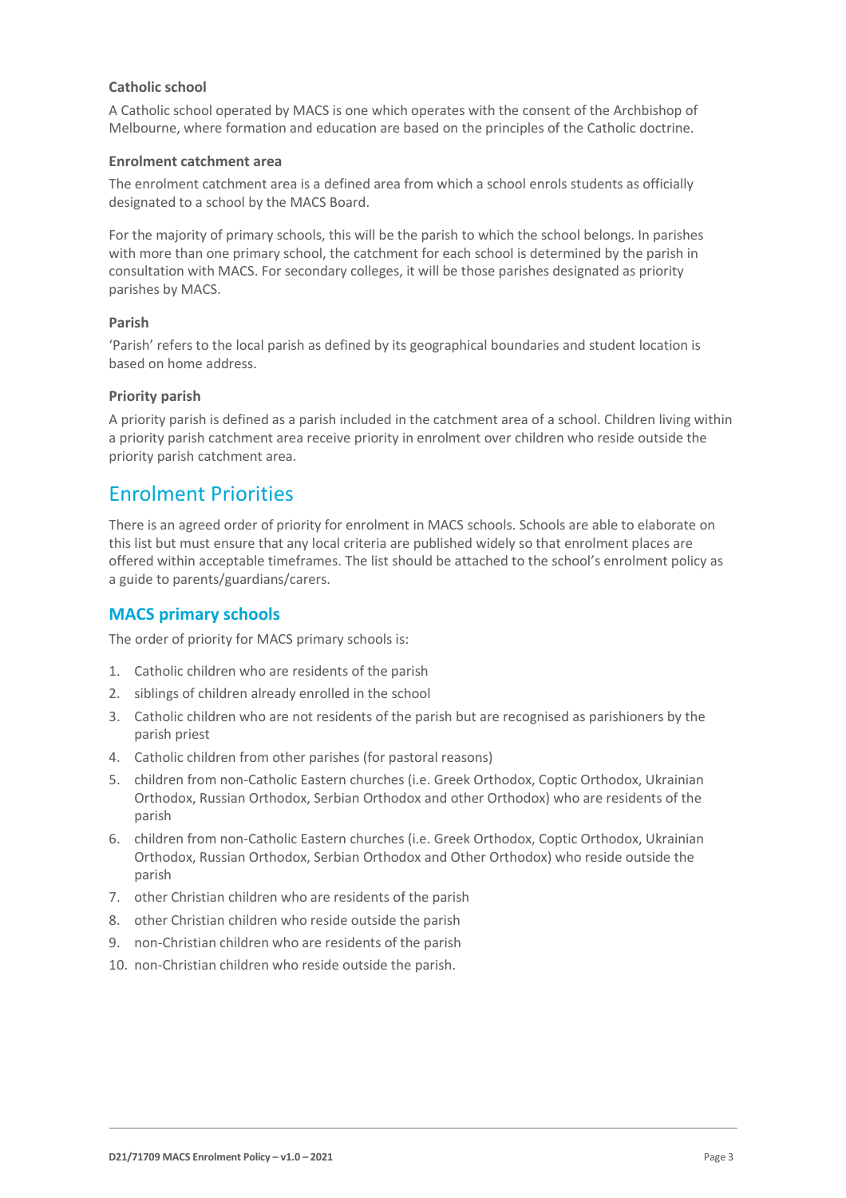### Catholic school

A Catholic school operated by MACS is one which operates with the consent of the Archbishop of Melbourne, where formation and education are based on the principles of the Catholic doctrine.

### Enrolment catchment area

The enrolment catchment area is a defined area from which a school enrols students as officially designated to a school by the MACS Board.

For the majority of primary schools, this will be the parish to which the school belongs. In parishes with more than one primary school, the catchment for each school is determined by the parish in consultation with MACS. For secondary colleges, it will be those parishes designated as priority parishes by MACS.

### Parish

'Parish' refers to the local parish as defined by its geographical boundaries and student location is based on home address.

### Priority parish

A priority parish is defined as a parish included in the catchment area of a school. Children living within a priority parish catchment area receive priority in enrolment over children who reside outside the priority parish catchment area.

## Enrolment Priorities

There is an agreed order of priority for enrolment in MACS schools. Schools are able to elaborate on this list but must ensure that any local criteria are published widely so that enrolment places are offered within acceptable timeframes. The list should be attached to the school's enrolment policy as a guide to parents/guardians/carers.

### MACS primary schools

The order of priority for MACS primary schools is:

1. Catholic children who are residents of the parish
2. siblings of children already enrolled in the school
3. Catholic children who are not residents of the parish but are recognised as parishioners by the parish priest
4. Catholic children from other parishes (for pastoral reasons)
5. children from non-Catholic Eastern churches (i.e. Greek Orthodox, Coptic Orthodox, Ukrainian Orthodox, Russian Orthodox, Serbian Orthodox and other Orthodox) who are residents of the parish
6. children from non-Catholic Eastern churches (i.e. Greek Orthodox, Coptic Orthodox, Ukrainian Orthodox, Russian Orthodox, Serbian Orthodox and Other Orthodox) who reside outside the parish
7. other Christian children who are residents of the parish
8. other Christian children who reside outside the parish
9. non-Christian children who are residents of the parish
10. non-Christian children who reside outside the parish.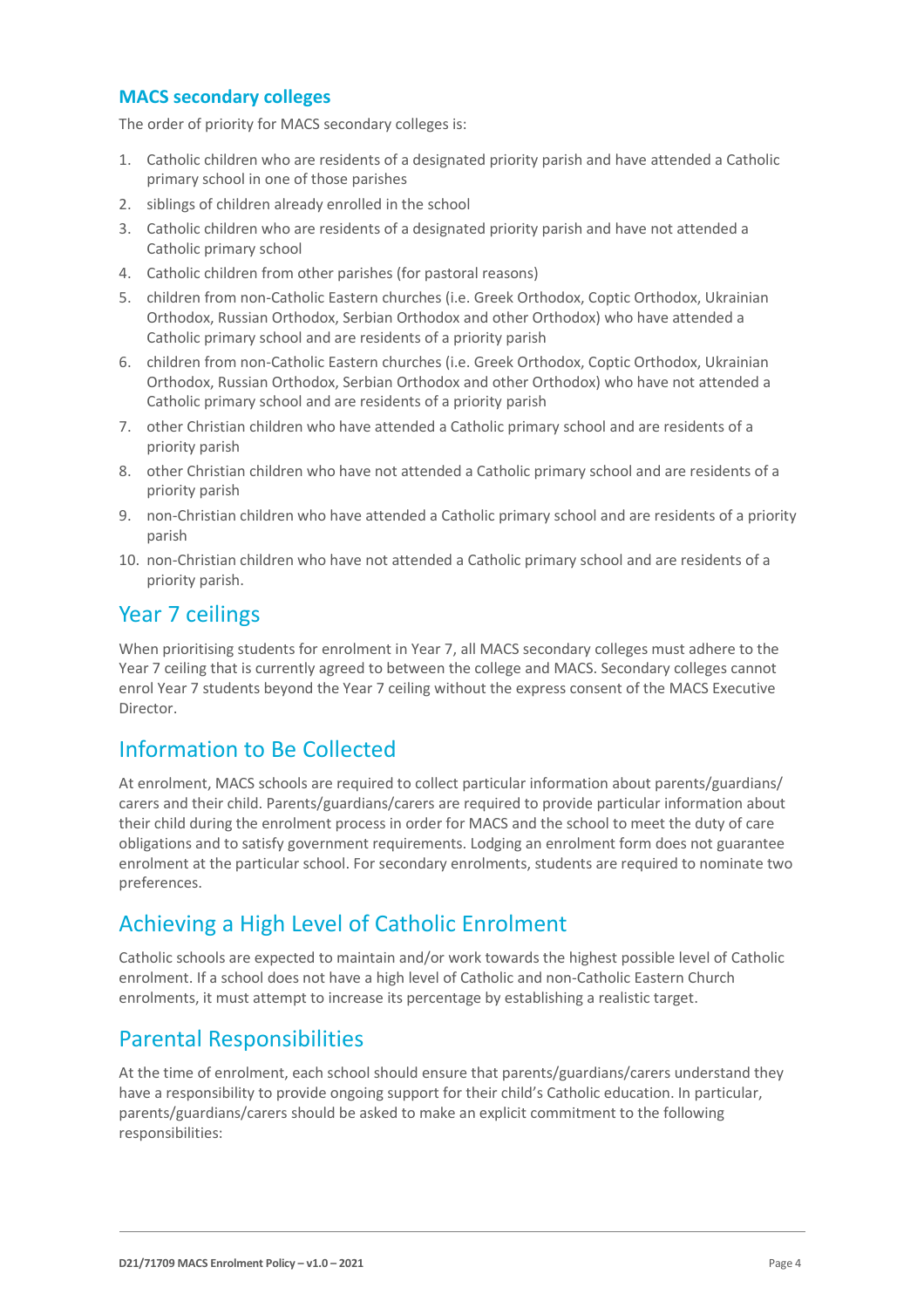### MACS secondary colleges

The order of priority for MACS secondary colleges is:

1. Catholic children who are residents of a designated priority parish and have attended a Catholic primary school in one of those parishes
2. siblings of children already enrolled in the school
3. Catholic children who are residents of a designated priority parish and have not attended a Catholic primary school
4. Catholic children from other parishes (for pastoral reasons)
5. children from non-Catholic Eastern churches (i.e. Greek Orthodox, Coptic Orthodox, Ukrainian Orthodox, Russian Orthodox, Serbian Orthodox and other Orthodox) who have attended a Catholic primary school and are residents of a priority parish
6. children from non-Catholic Eastern churches (i.e. Greek Orthodox, Coptic Orthodox, Ukrainian Orthodox, Russian Orthodox, Serbian Orthodox and other Orthodox) who have not attended a Catholic primary school and are residents of a priority parish
7. other Christian children who have attended a Catholic primary school and are residents of a priority parish
8. other Christian children who have not attended a Catholic primary school and are residents of a priority parish
9. non-Christian children who have attended a Catholic primary school and are residents of a priority parish
10. non-Christian children who have not attended a Catholic primary school and are residents of a priority parish.

## Year 7 ceilings

When prioritising students for enrolment in Year 7, all MACS secondary colleges must adhere to the Year 7 ceiling that is currently agreed to between the college and MACS. Secondary colleges cannot enrol Year 7 students beyond the Year 7 ceiling without the express consent of the MACS Executive Director.

## Information to Be Collected

At enrolment, MACS schools are required to collect particular information about parents/guardians/carers and their child. Parents/guardians/carers are required to provide particular information about their child during the enrolment process in order for MACS and the school to meet the duty of care obligations and to satisfy government requirements. Lodging an enrolment form does not guarantee enrolment at the particular school. For secondary enrolments, students are required to nominate two preferences.

## Achieving a High Level of Catholic Enrolment

Catholic schools are expected to maintain and/or work towards the highest possible level of Catholic enrolment. If a school does not have a high level of Catholic and non-Catholic Eastern Church enrolments, it must attempt to increase its percentage by establishing a realistic target.

## Parental Responsibilities

At the time of enrolment, each school should ensure that parents/guardians/carers understand they have a responsibility to provide ongoing support for their child's Catholic education. In particular, parents/guardians/carers should be asked to make an explicit commitment to the following responsibilities: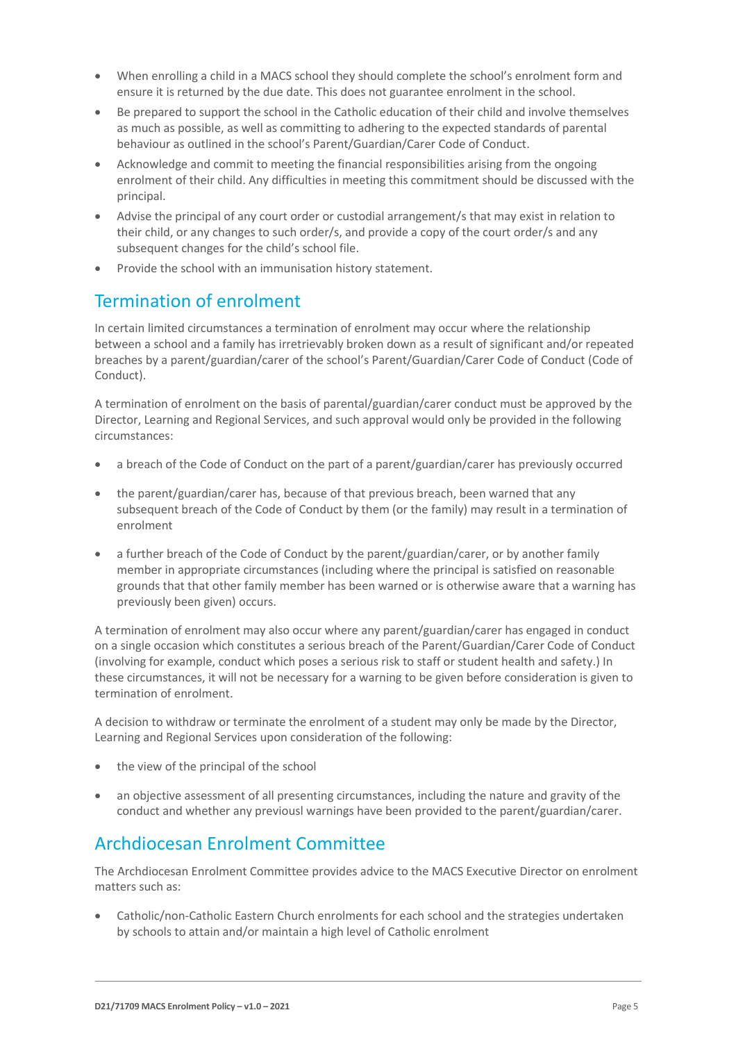- When enrolling a child in a MACS school they should complete the school's enrolment form and ensure it is returned by the due date. This does not guarantee enrolment in the school.
- Be prepared to support the school in the Catholic education of their child and involve themselves as much as possible, as well as committing to adhering to the expected standards of parental behaviour as outlined in the school's Parent/Guardian/Carer Code of Conduct.
- Acknowledge and commit to meeting the financial responsibilities arising from the ongoing enrolment of their child. Any difficulties in meeting this commitment should be discussed with the principal.
- Advise the principal of any court order or custodial arrangement/s that may exist in relation to their child, or any changes to such order/s, and provide a copy of the court order/s and any subsequent changes for the child's school file.
- Provide the school with an immunisation history statement.

## Termination of enrolment

In certain limited circumstances a termination of enrolment may occur where the relationship between a school and a family has irretrievably broken down as a result of significant and/or repeated breaches by a parent/guardian/carer of the school's Parent/Guardian/Carer Code of Conduct (Code of Conduct).

A termination of enrolment on the basis of parental/guardian/carer conduct must be approved by the Director, Learning and Regional Services, and such approval would only be provided in the following circumstances:

- a breach of the Code of Conduct on the part of a parent/guardian/carer has previously occurred
- the parent/guardian/carer has, because of that previous breach, been warned that any subsequent breach of the Code of Conduct by them (or the family) may result in a termination of enrolment
- a further breach of the Code of Conduct by the parent/guardian/carer, or by another family member in appropriate circumstances (including where the principal is satisfied on reasonable grounds that that other family member has been warned or is otherwise aware that a warning has previously been given) occurs.

A termination of enrolment may also occur where any parent/guardian/carer has engaged in conduct on a single occasion which constitutes a serious breach of the Parent/Guardian/Carer Code of Conduct (involving for example, conduct which poses a serious risk to staff or student health and safety.) In these circumstances, it will not be necessary for a warning to be given before consideration is given to termination of enrolment.

A decision to withdraw or terminate the enrolment of a student may only be made by the Director, Learning and Regional Services upon consideration of the following:

- the view of the principal of the school
- an objective assessment of all presenting circumstances, including the nature and gravity of the conduct and whether any previousl warnings have been provided to the parent/guardian/carer.

## Archdiocesan Enrolment Committee

The Archdiocesan Enrolment Committee provides advice to the MACS Executive Director on enrolment matters such as:

- Catholic/non-Catholic Eastern Church enrolments for each school and the strategies undertaken by schools to attain and/or maintain a high level of Catholic enrolment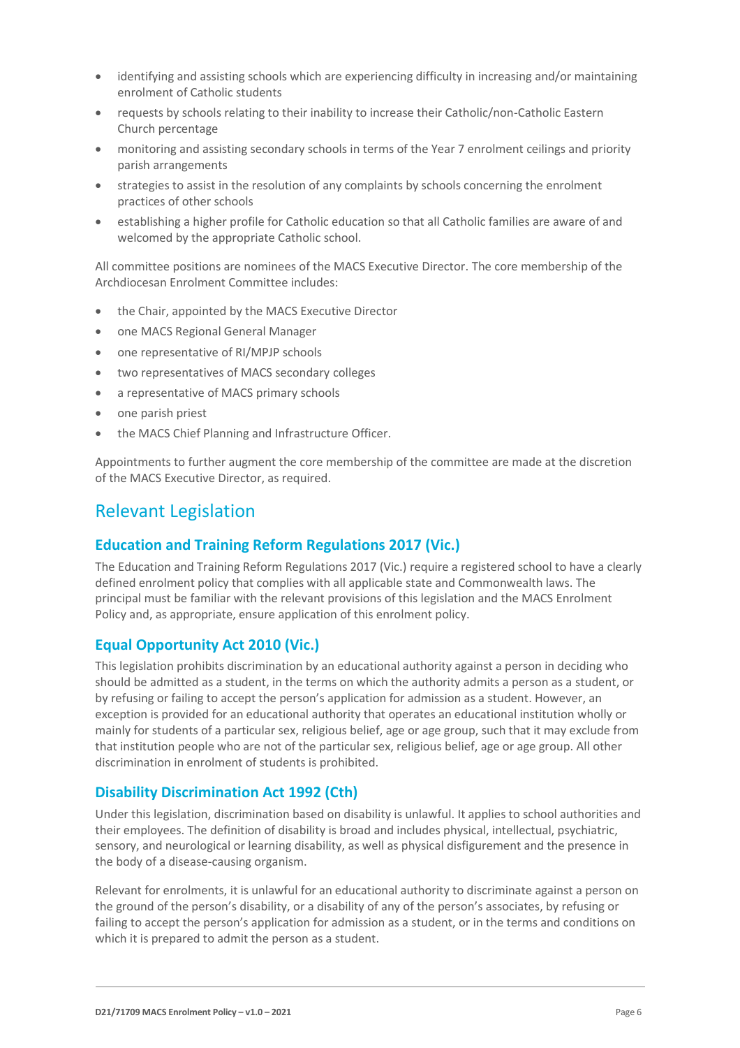- identifying and assisting schools which are experiencing difficulty in increasing and/or maintaining enrolment of Catholic students
- requests by schools relating to their inability to increase their Catholic/non-Catholic Eastern Church percentage
- monitoring and assisting secondary schools in terms of the Year 7 enrolment ceilings and priority parish arrangements
- strategies to assist in the resolution of any complaints by schools concerning the enrolment practices of other schools
- establishing a higher profile for Catholic education so that all Catholic families are aware of and welcomed by the appropriate Catholic school.

All committee positions are nominees of the MACS Executive Director. The core membership of the Archdiocesan Enrolment Committee includes:

- the Chair, appointed by the MACS Executive Director
- one MACS Regional General Manager
- one representative of RI/MPJP schools
- two representatives of MACS secondary colleges
- a representative of MACS primary schools
- one parish priest
- the MACS Chief Planning and Infrastructure Officer.

Appointments to further augment the core membership of the committee are made at the discretion of the MACS Executive Director, as required.

## Relevant Legislation

### Education and Training Reform Regulations 2017 (Vic.)

The Education and Training Reform Regulations 2017 (Vic.) require a registered school to have a clearly defined enrolment policy that complies with all applicable state and Commonwealth laws. The principal must be familiar with the relevant provisions of this legislation and the MACS Enrolment Policy and, as appropriate, ensure application of this enrolment policy.

### Equal Opportunity Act 2010 (Vic.)

This legislation prohibits discrimination by an educational authority against a person in deciding who should be admitted as a student, in the terms on which the authority admits a person as a student, or by refusing or failing to accept the person's application for admission as a student. However, an exception is provided for an educational authority that operates an educational institution wholly or mainly for students of a particular sex, religious belief, age or age group, such that it may exclude from that institution people who are not of the particular sex, religious belief, age or age group. All other discrimination in enrolment of students is prohibited.

### Disability Discrimination Act 1992 (Cth)

Under this legislation, discrimination based on disability is unlawful. It applies to school authorities and their employees. The definition of disability is broad and includes physical, intellectual, psychiatric, sensory, and neurological or learning disability, as well as physical disfigurement and the presence in the body of a disease-causing organism.

Relevant for enrolments, it is unlawful for an educational authority to discriminate against a person on the ground of the person's disability, or a disability of any of the person's associates, by refusing or failing to accept the person's application for admission as a student, or in the terms and conditions on which it is prepared to admit the person as a student.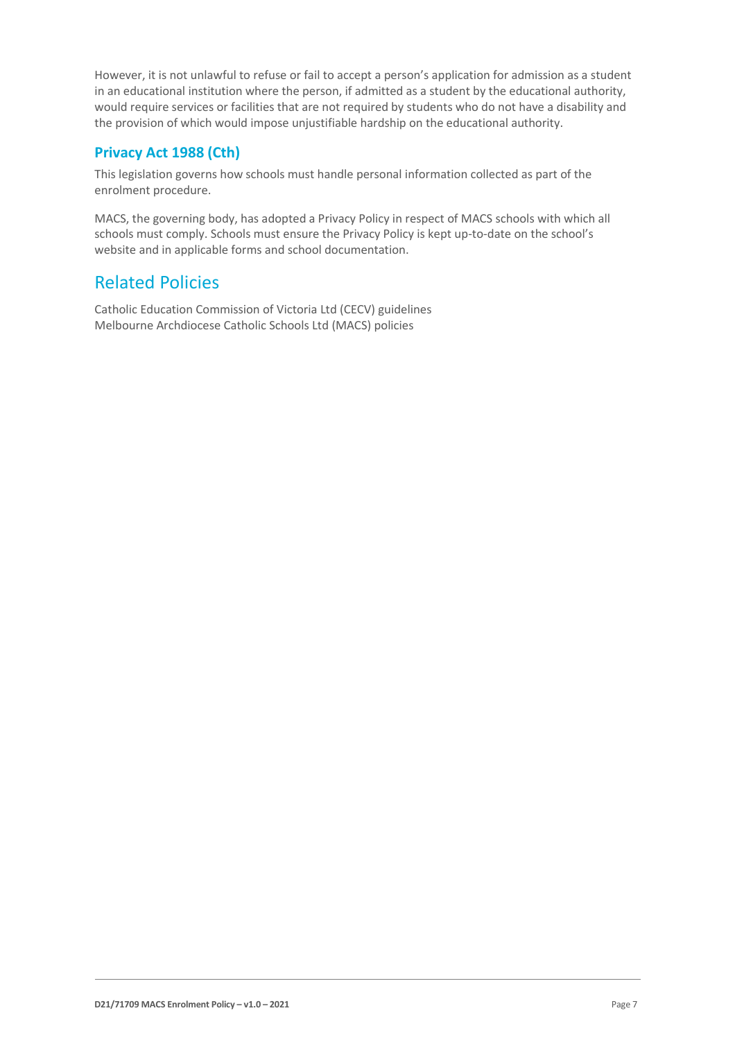However, it is not unlawful to refuse or fail to accept a person's application for admission as a student in an educational institution where the person, if admitted as a student by the educational authority, would require services or facilities that are not required by students who do not have a disability and the provision of which would impose unjustifiable hardship on the educational authority.

### Privacy Act 1988 (Cth)

This legislation governs how schools must handle personal information collected as part of the enrolment procedure.

MACS, the governing body, has adopted a Privacy Policy in respect of MACS schools with which all schools must comply. Schools must ensure the Privacy Policy is kept up-to-date on the school's website and in applicable forms and school documentation.

## Related Policies

Catholic Education Commission of Victoria Ltd (CECV) guidelines
Melbourne Archdiocese Catholic Schools Ltd (MACS) policies